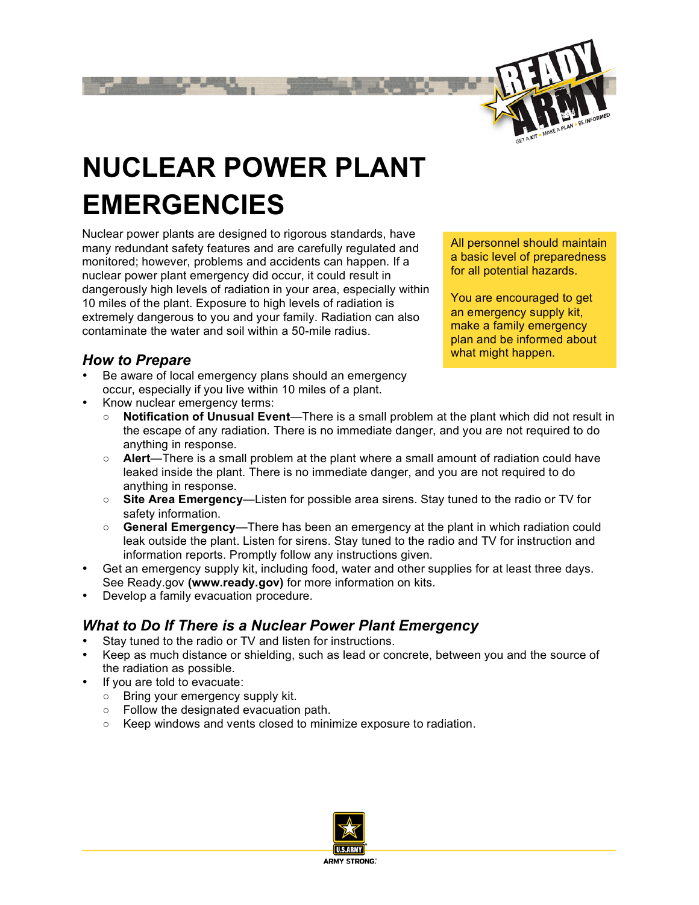# NUCLEAR POWER PLANT EMERGENCIES

Nuclear power plants are designed to rigorous standards, have many redundant safety features and are carefully regulated and monitored; however, problems and accidents can happen. If a nuclear power plant emergency did occur, it could result in dangerously high levels of radiation in your area, especially within 10 miles of the plant. Exposure to high levels of radiation is extremely dangerous to you and your family. Radiation can also contaminate the water and soil within a 50-mile radius.

All personnel should maintain a basic level of preparedness for all potential hazards.

You are encouraged to get an emergency supply kit, make a family emergency plan and be informed about what might happen.

## *How to Prepare*

- Be aware of local emergency plans should an emergency occur, especially if you live within 10 miles of a plant.
- Know nuclear emergency terms:
  - **Notification of Unusual Event**—There is a small problem at the plant which did not result in the escape of any radiation. There is no immediate danger, and you are not required to do anything in response.
  - **Alert**—There is a small problem at the plant where a small amount of radiation could have leaked inside the plant. There is no immediate danger, and you are not required to do anything in response.
  - **Site Area Emergency**—Listen for possible area sirens. Stay tuned to the radio or TV for safety information.
  - **General Emergency**—There has been an emergency at the plant in which radiation could leak outside the plant. Listen for sirens. Stay tuned to the radio and TV for instruction and information reports. Promptly follow any instructions given.
- Get an emergency supply kit, including food, water and other supplies for at least three days. See Ready.gov **(www.ready.gov)** for more information on kits.
- Develop a family evacuation procedure.

## *What to Do If There is a Nuclear Power Plant Emergency*

- Stay tuned to the radio or TV and listen for instructions.
- Keep as much distance or shielding, such as lead or concrete, between you and the source of the radiation as possible.
- If you are told to evacuate:
  - Bring your emergency supply kit.
  - Follow the designated evacuation path.
  - Keep windows and vents closed to minimize exposure to radiation.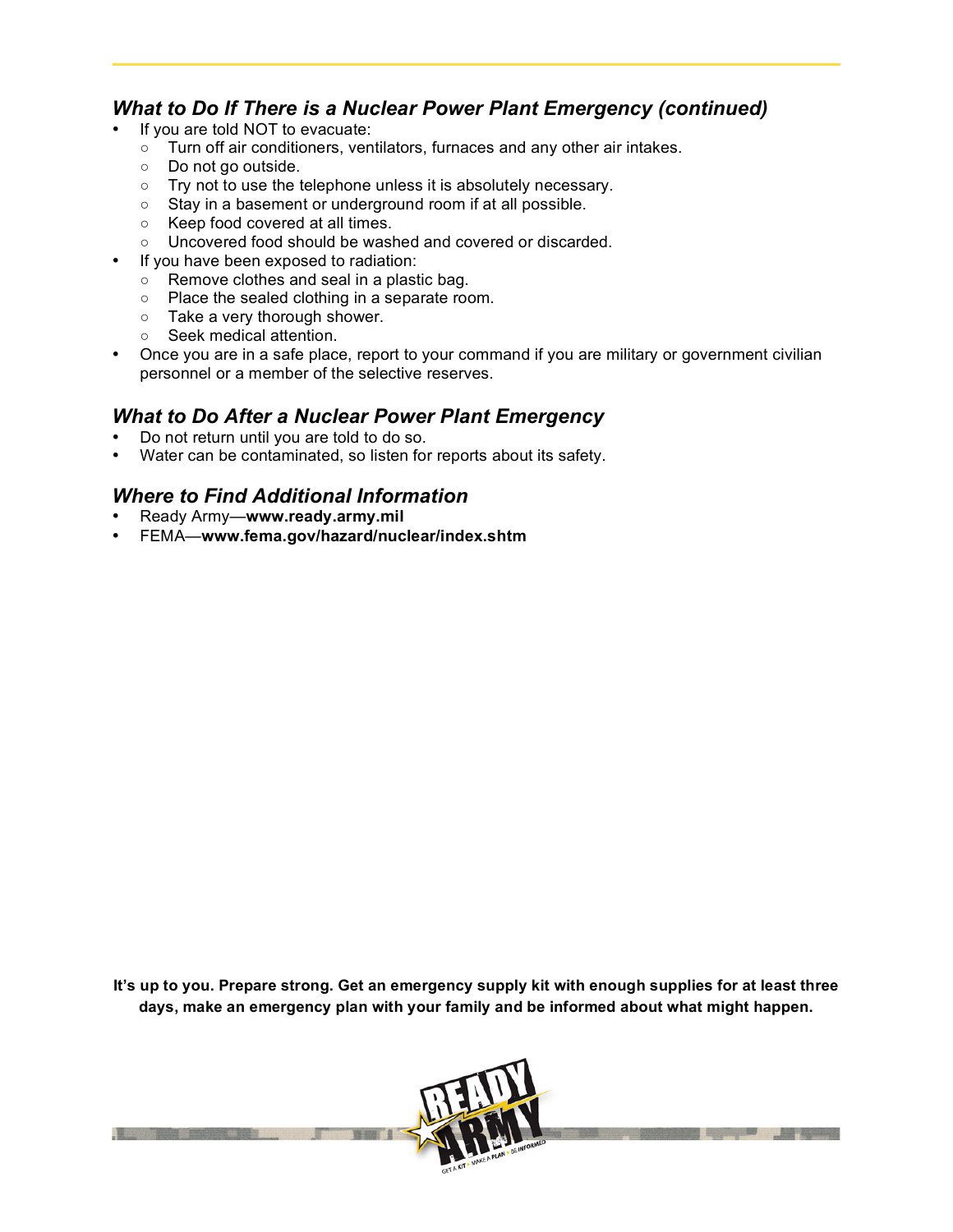## *What to Do If There is a Nuclear Power Plant Emergency (continued)*

- If you are told NOT to evacuate:
  - Turn off air conditioners, ventilators, furnaces and any other air intakes.
  - Do not go outside.
  - Try not to use the telephone unless it is absolutely necessary.
  - Stay in a basement or underground room if at all possible.
  - Keep food covered at all times.
  - Uncovered food should be washed and covered or discarded.
- If you have been exposed to radiation:
  - Remove clothes and seal in a plastic bag.
  - Place the sealed clothing in a separate room.
  - Take a very thorough shower.
  - Seek medical attention.
- Once you are in a safe place, report to your command if you are military or government civilian personnel or a member of the selective reserves.

## *What to Do After a Nuclear Power Plant Emergency*

- Do not return until you are told to do so.
- Water can be contaminated, so listen for reports about its safety.

## *Where to Find Additional Information*

- Ready Army—**www.ready.army.mil**
- FEMA—**www.fema.gov/hazard/nuclear/index.shtm**

**It's up to you. Prepare strong. Get an emergency supply kit with enough supplies for at least three days, make an emergency plan with your family and be informed about what might happen.**